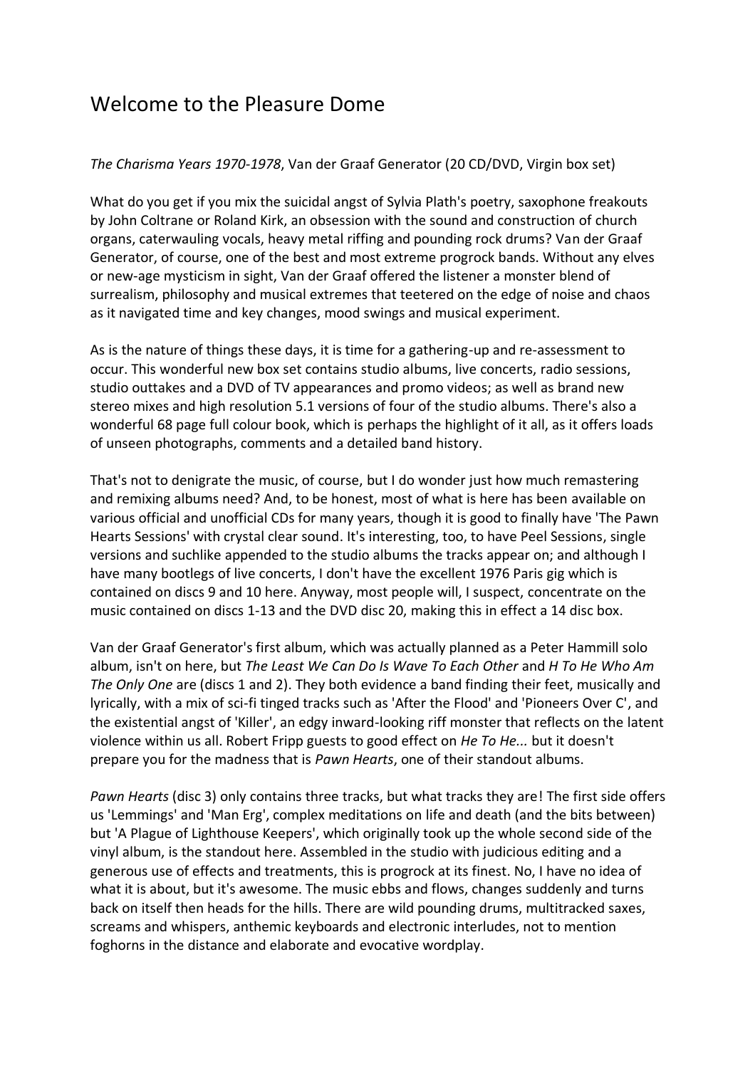# Welcome to the Pleasure Dome

*The Charisma Years 1970-1978*, Van der Graaf Generator (20 CD/DVD, Virgin box set)

What do you get if you mix the suicidal angst of Sylvia Plath's poetry, saxophone freakouts by John Coltrane or Roland Kirk, an obsession with the sound and construction of church organs, caterwauling vocals, heavy metal riffing and pounding rock drums? Van der Graaf Generator, of course, one of the best and most extreme progrock bands. Without any elves or new-age mysticism in sight, Van der Graaf offered the listener a monster blend of surrealism, philosophy and musical extremes that teetered on the edge of noise and chaos as it navigated time and key changes, mood swings and musical experiment.

As is the nature of things these days, it is time for a gathering-up and re-assessment to occur. This wonderful new box set contains studio albums, live concerts, radio sessions, studio outtakes and a DVD of TV appearances and promo videos; as well as brand new stereo mixes and high resolution 5.1 versions of four of the studio albums. There's also a wonderful 68 page full colour book, which is perhaps the highlight of it all, as it offers loads of unseen photographs, comments and a detailed band history.

That's not to denigrate the music, of course, but I do wonder just how much remastering and remixing albums need? And, to be honest, most of what is here has been available on various official and unofficial CDs for many years, though it is good to finally have 'The Pawn Hearts Sessions' with crystal clear sound. It's interesting, too, to have Peel Sessions, single versions and suchlike appended to the studio albums the tracks appear on; and although I have many bootlegs of live concerts, I don't have the excellent 1976 Paris gig which is contained on discs 9 and 10 here. Anyway, most people will, I suspect, concentrate on the music contained on discs 1-13 and the DVD disc 20, making this in effect a 14 disc box.

Van der Graaf Generator's first album, which was actually planned as a Peter Hammill solo album, isn't on here, but *The Least We Can Do Is Wave To Each Other* and *H To He Who Am The Only One* are (discs 1 and 2). They both evidence a band finding their feet, musically and lyrically, with a mix of sci-fi tinged tracks such as 'After the Flood' and 'Pioneers Over C', and the existential angst of 'Killer', an edgy inward-looking riff monster that reflects on the latent violence within us all. Robert Fripp guests to good effect on *He To He...* but it doesn't prepare you for the madness that is *Pawn Hearts*, one of their standout albums.

*Pawn Hearts* (disc 3) only contains three tracks, but what tracks they are! The first side offers us 'Lemmings' and 'Man Erg', complex meditations on life and death (and the bits between) but 'A Plague of Lighthouse Keepers', which originally took up the whole second side of the vinyl album, is the standout here. Assembled in the studio with judicious editing and a generous use of effects and treatments, this is progrock at its finest. No, I have no idea of what it is about, but it's awesome. The music ebbs and flows, changes suddenly and turns back on itself then heads for the hills. There are wild pounding drums, multitracked saxes, screams and whispers, anthemic keyboards and electronic interludes, not to mention foghorns in the distance and elaborate and evocative wordplay.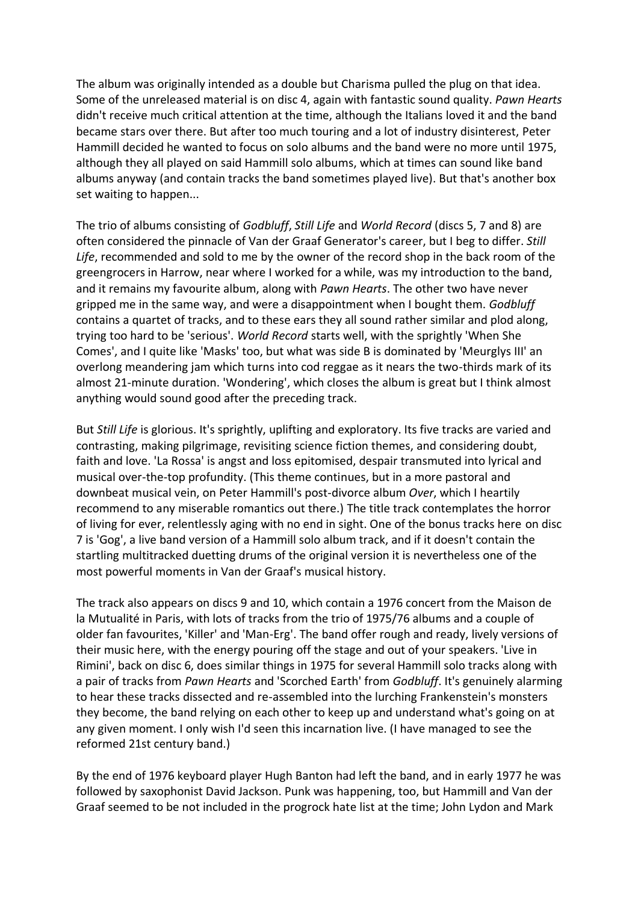The album was originally intended as a double but Charisma pulled the plug on that idea. Some of the unreleased material is on disc 4, again with fantastic sound quality. *Pawn Hearts* didn't receive much critical attention at the time, although the Italians loved it and the band became stars over there. But after too much touring and a lot of industry disinterest, Peter Hammill decided he wanted to focus on solo albums and the band were no more until 1975, although they all played on said Hammill solo albums, which at times can sound like band albums anyway (and contain tracks the band sometimes played live). But that's another box set waiting to happen...

The trio of albums consisting of *Godbluff*, *Still Life* and *World Record* (discs 5, 7 and 8) are often considered the pinnacle of Van der Graaf Generator's career, but I beg to differ. *Still Life*, recommended and sold to me by the owner of the record shop in the back room of the greengrocers in Harrow, near where I worked for a while, was my introduction to the band, and it remains my favourite album, along with *Pawn Hearts*. The other two have never gripped me in the same way, and were a disappointment when I bought them. *Godbluff* contains a quartet of tracks, and to these ears they all sound rather similar and plod along, trying too hard to be 'serious'. *World Record* starts well, with the sprightly 'When She Comes', and I quite like 'Masks' too, but what was side B is dominated by 'Meurglys III' an overlong meandering jam which turns into cod reggae as it nears the two-thirds mark of its almost 21-minute duration. 'Wondering', which closes the album is great but I think almost anything would sound good after the preceding track.

But *Still Life* is glorious. It's sprightly, uplifting and exploratory. Its five tracks are varied and contrasting, making pilgrimage, revisiting science fiction themes, and considering doubt, faith and love. 'La Rossa' is angst and loss epitomised, despair transmuted into lyrical and musical over-the-top profundity. (This theme continues, but in a more pastoral and downbeat musical vein, on Peter Hammill's post-divorce album *Over*, which I heartily recommend to any miserable romantics out there.) The title track contemplates the horror of living for ever, relentlessly aging with no end in sight. One of the bonus tracks here on disc 7 is 'Gog', a live band version of a Hammill solo album track, and if it doesn't contain the startling multitracked duetting drums of the original version it is nevertheless one of the most powerful moments in Van der Graaf's musical history.

The track also appears on discs 9 and 10, which contain a 1976 concert from the Maison de la Mutualité in Paris, with lots of tracks from the trio of 1975/76 albums and a couple of older fan favourites, 'Killer' and 'Man-Erg'. The band offer rough and ready, lively versions of their music here, with the energy pouring off the stage and out of your speakers. 'Live in Rimini', back on disc 6, does similar things in 1975 for several Hammill solo tracks along with a pair of tracks from *Pawn Hearts* and 'Scorched Earth' from *Godbluff*. It's genuinely alarming to hear these tracks dissected and re-assembled into the lurching Frankenstein's monsters they become, the band relying on each other to keep up and understand what's going on at any given moment. I only wish I'd seen this incarnation live. (I have managed to see the reformed 21st century band.)

By the end of 1976 keyboard player Hugh Banton had left the band, and in early 1977 he was followed by saxophonist David Jackson. Punk was happening, too, but Hammill and Van der Graaf seemed to be not included in the progrock hate list at the time; John Lydon and Mark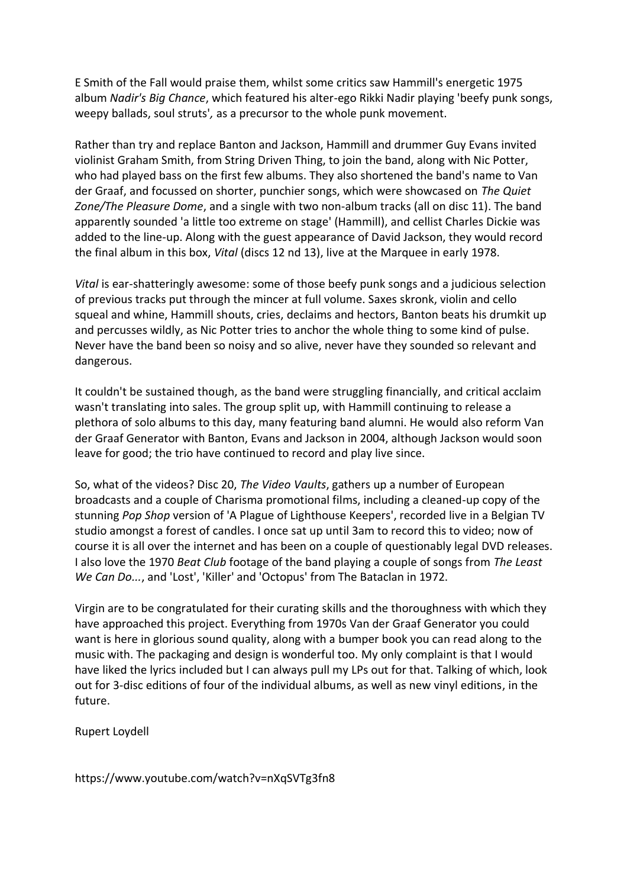E Smith of the Fall would praise them, whilst some critics saw Hammill's energetic 1975 album *Nadir's Big Chance*, which featured his alter-ego Rikki Nadir playing 'beefy punk songs, weepy ballads, soul struts', as a precursor to the whole punk movement.

Rather than try and replace Banton and Jackson, Hammill and drummer Guy Evans invited violinist Graham Smith, from String Driven Thing, to join the band, along with Nic Potter, who had played bass on the first few albums. They also shortened the band's name to Van der Graaf, and focussed on shorter, punchier songs, which were showcased on *The Quiet Zone/The Pleasure Dome*, and a single with two non-album tracks (all on disc 11). The band apparently sounded 'a little too extreme on stage' (Hammill), and cellist Charles Dickie was added to the line-up. Along with the guest appearance of David Jackson, they would record the final album in this box, *Vital* (discs 12 nd 13), live at the Marquee in early 1978.

*Vital* is ear-shatteringly awesome: some of those beefy punk songs and a judicious selection of previous tracks put through the mincer at full volume. Saxes skronk, violin and cello squeal and whine, Hammill shouts, cries, declaims and hectors, Banton beats his drumkit up and percusses wildly, as Nic Potter tries to anchor the whole thing to some kind of pulse. Never have the band been so noisy and so alive, never have they sounded so relevant and dangerous.

It couldn't be sustained though, as the band were struggling financially, and critical acclaim wasn't translating into sales. The group split up, with Hammill continuing to release a plethora of solo albums to this day, many featuring band alumni. He would also reform Van der Graaf Generator with Banton, Evans and Jackson in 2004, although Jackson would soon leave for good; the trio have continued to record and play live since.

So, what of the videos? Disc 20, *The Video Vaults*, gathers up a number of European broadcasts and a couple of Charisma promotional films, including a cleaned-up copy of the stunning *Pop Shop* version of 'A Plague of Lighthouse Keepers', recorded live in a Belgian TV studio amongst a forest of candles. I once sat up until 3am to record this to video; now of course it is all over the internet and has been on a couple of questionably legal DVD releases. I also love the 1970 *Beat Club* footage of the band playing a couple of songs from *The Least We Can Do...*, and 'Lost', 'Killer' and 'Octopus' from The Bataclan in 1972.

Virgin are to be congratulated for their curating skills and the thoroughness with which they have approached this project. Everything from 1970s Van der Graaf Generator you could want is here in glorious sound quality, along with a bumper book you can read along to the music with. The packaging and design is wonderful too. My only complaint is that I would have liked the lyrics included but I can always pull my LPs out for that. Talking of which, look out for 3-disc editions of four of the individual albums, as well as new vinyl editions, in the future.

Rupert Loydell

https://www.youtube.com/watch?v=nXqSVTg3fn8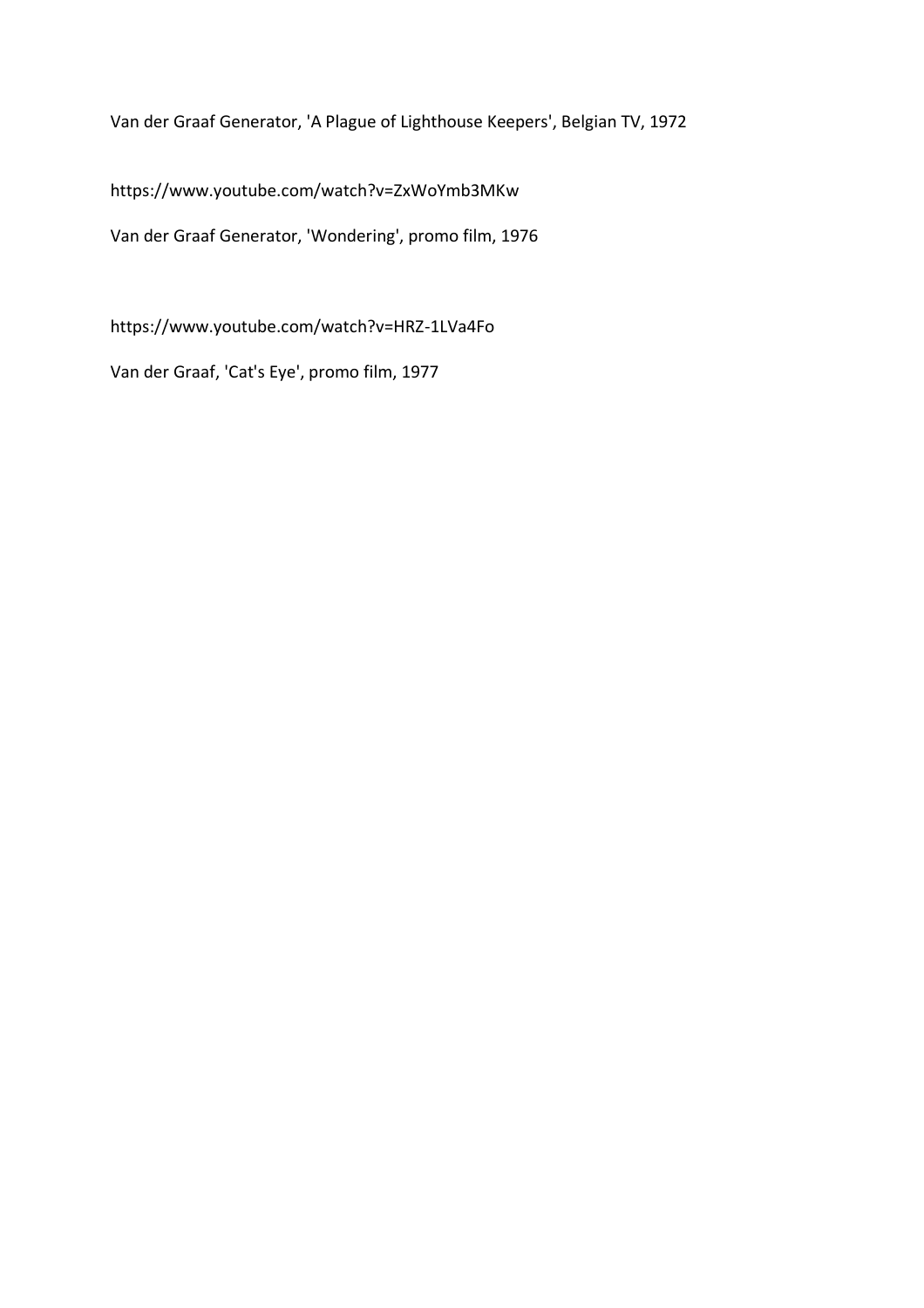Van der Graaf Generator, 'A Plague of Lighthouse Keepers', Belgian TV, 1972

https://www.youtube.com/watch?v=ZxWoYmb3MKw

Van der Graaf Generator, 'Wondering', promo film, 1976

https://www.youtube.com/watch?v=HRZ-1LVa4Fo

Van der Graaf, 'Cat's Eye', promo film, 1977